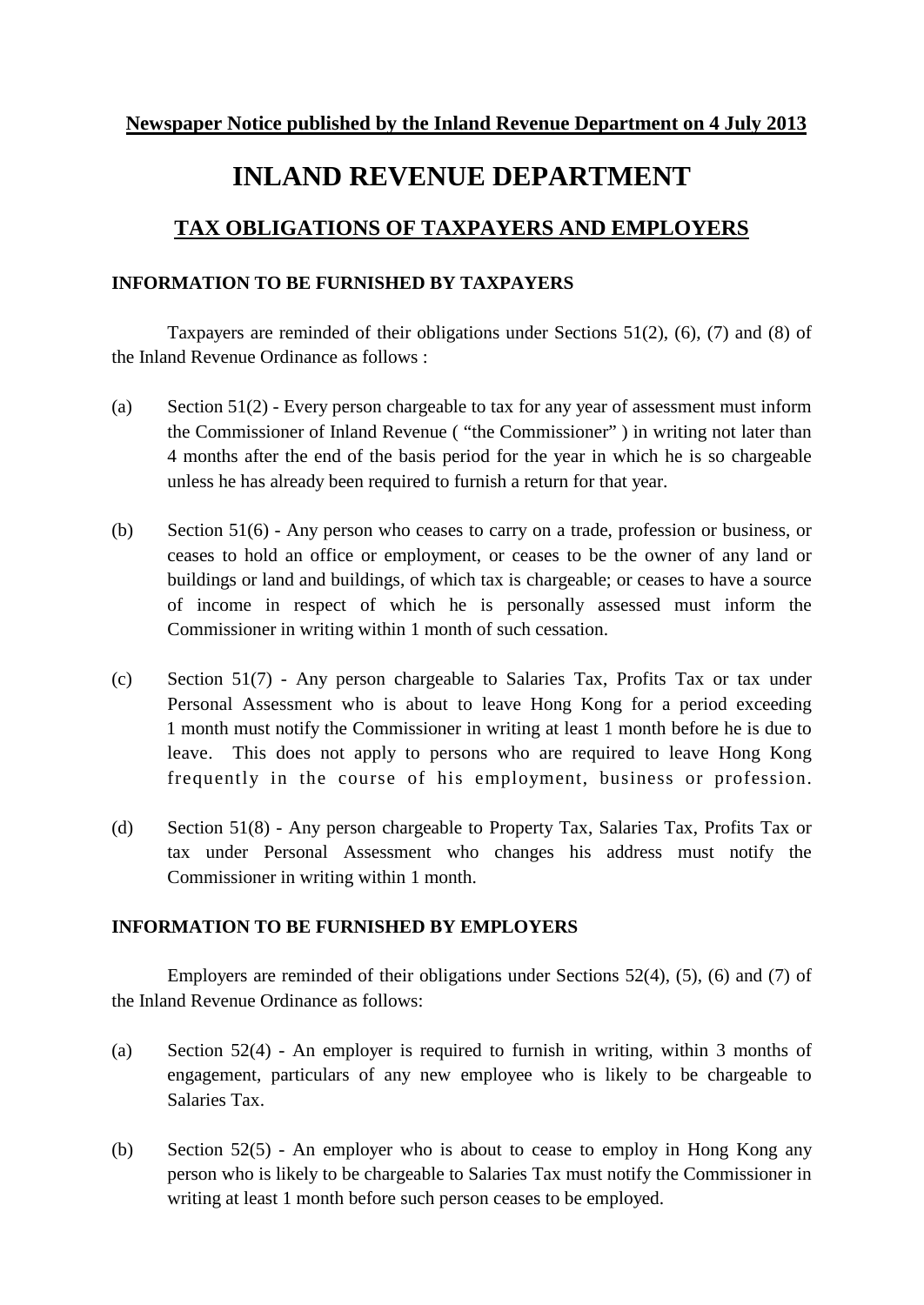**Newspaper Notice published by the Inland Revenue Department on 4 July 2013**

# INLAND REVENUE DEPARTMENT

## TAX OBLIGATIONS OF TAXPAYERS AND EMPLOYERS

### INFORMATION TO BE FURNISHED BY TAXPAYERS

Taxpayers are reminded of their obligations under Sections 51(2), (6), (7) and (8) of the Inland Revenue Ordinance as follows :

(a) Section 51(2) - Every person chargeable to tax for any year of assessment must inform the Commissioner of Inland Revenue ( "the Commissioner" ) in writing not later than 4 months after the end of the basis period for the year in which he is so chargeable unless he has already been required to furnish a return for that year.

(b) Section 51(6) - Any person who ceases to carry on a trade, profession or business, or ceases to hold an office or employment, or ceases to be the owner of any land or buildings or land and buildings, of which tax is chargeable; or ceases to have a source of income in respect of which he is personally assessed must inform the Commissioner in writing within 1 month of such cessation.

(c) Section 51(7) - Any person chargeable to Salaries Tax, Profits Tax or tax under Personal Assessment who is about to leave Hong Kong for a period exceeding 1 month must notify the Commissioner in writing at least 1 month before he is due to leave. This does not apply to persons who are required to leave Hong Kong frequently in the course of his employment, business or profession.

(d) Section 51(8) - Any person chargeable to Property Tax, Salaries Tax, Profits Tax or tax under Personal Assessment who changes his address must notify the Commissioner in writing within 1 month.

### INFORMATION TO BE FURNISHED BY EMPLOYERS

Employers are reminded of their obligations under Sections 52(4), (5), (6) and (7) of the Inland Revenue Ordinance as follows:

(a) Section 52(4) - An employer is required to furnish in writing, within 3 months of engagement, particulars of any new employee who is likely to be chargeable to Salaries Tax.

(b) Section 52(5) - An employer who is about to cease to employ in Hong Kong any person who is likely to be chargeable to Salaries Tax must notify the Commissioner in writing at least 1 month before such person ceases to be employed.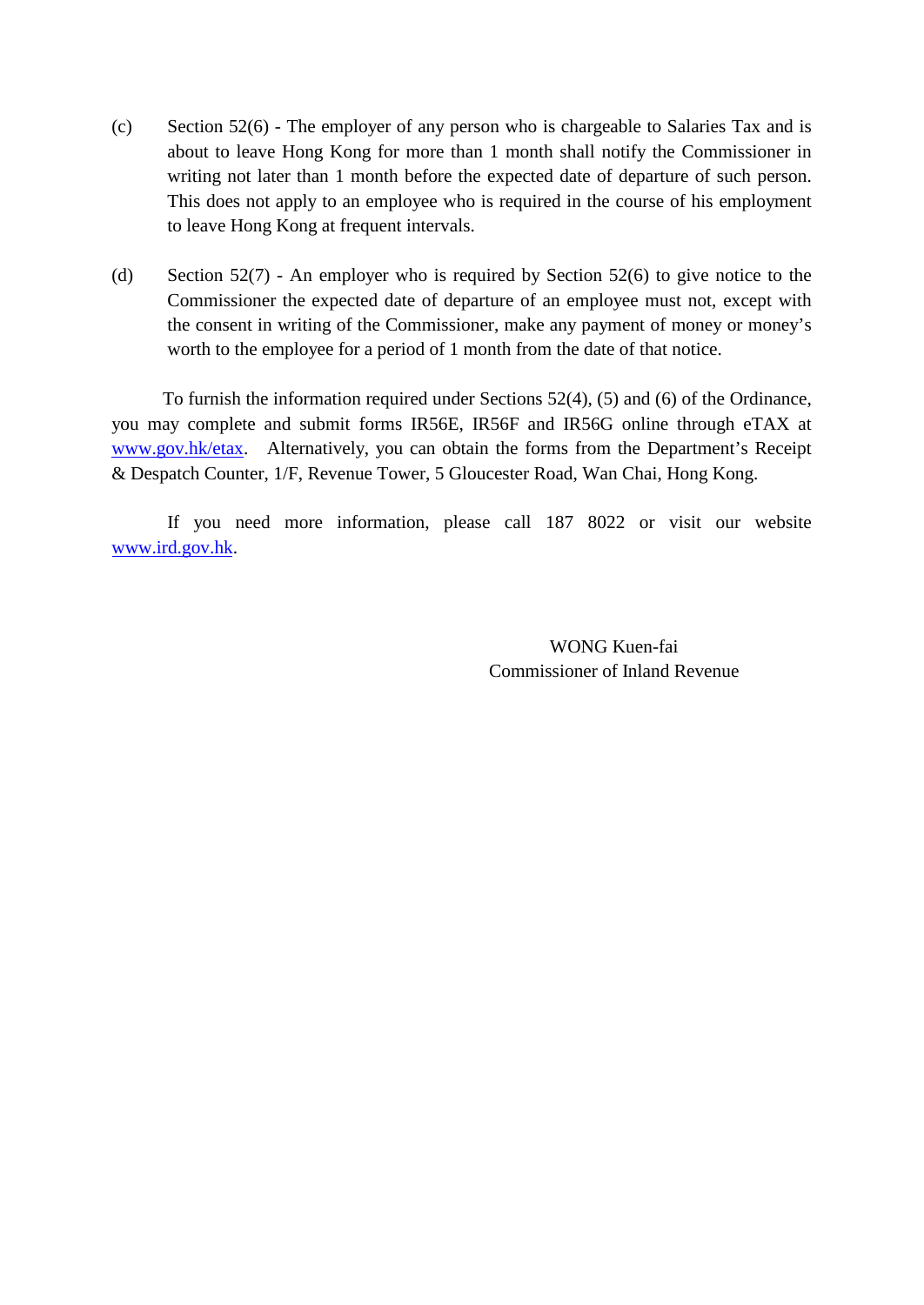(c) Section 52(6) - The employer of any person who is chargeable to Salaries Tax and is about to leave Hong Kong for more than 1 month shall notify the Commissioner in writing not later than 1 month before the expected date of departure of such person. This does not apply to an employee who is required in the course of his employment to leave Hong Kong at frequent intervals.

(d) Section 52(7) - An employer who is required by Section 52(6) to give notice to the Commissioner the expected date of departure of an employee must not, except with the consent in writing of the Commissioner, make any payment of money or money's worth to the employee for a period of 1 month from the date of that notice.

To furnish the information required under Sections 52(4), (5) and (6) of the Ordinance, you may complete and submit forms IR56E, IR56F and IR56G online through eTAX at [www.gov.hk/etax](www.gov.hk/etax). Alternatively, you can obtain the forms from the Department's Receipt & Despatch Counter, 1/F, Revenue Tower, 5 Gloucester Road, Wan Chai, Hong Kong.

If you need more information, please call 187 8022 or visit our website [www.ird.gov.hk](www.ird.gov.hk).

WONG Kuen-fai
Commissioner of Inland Revenue